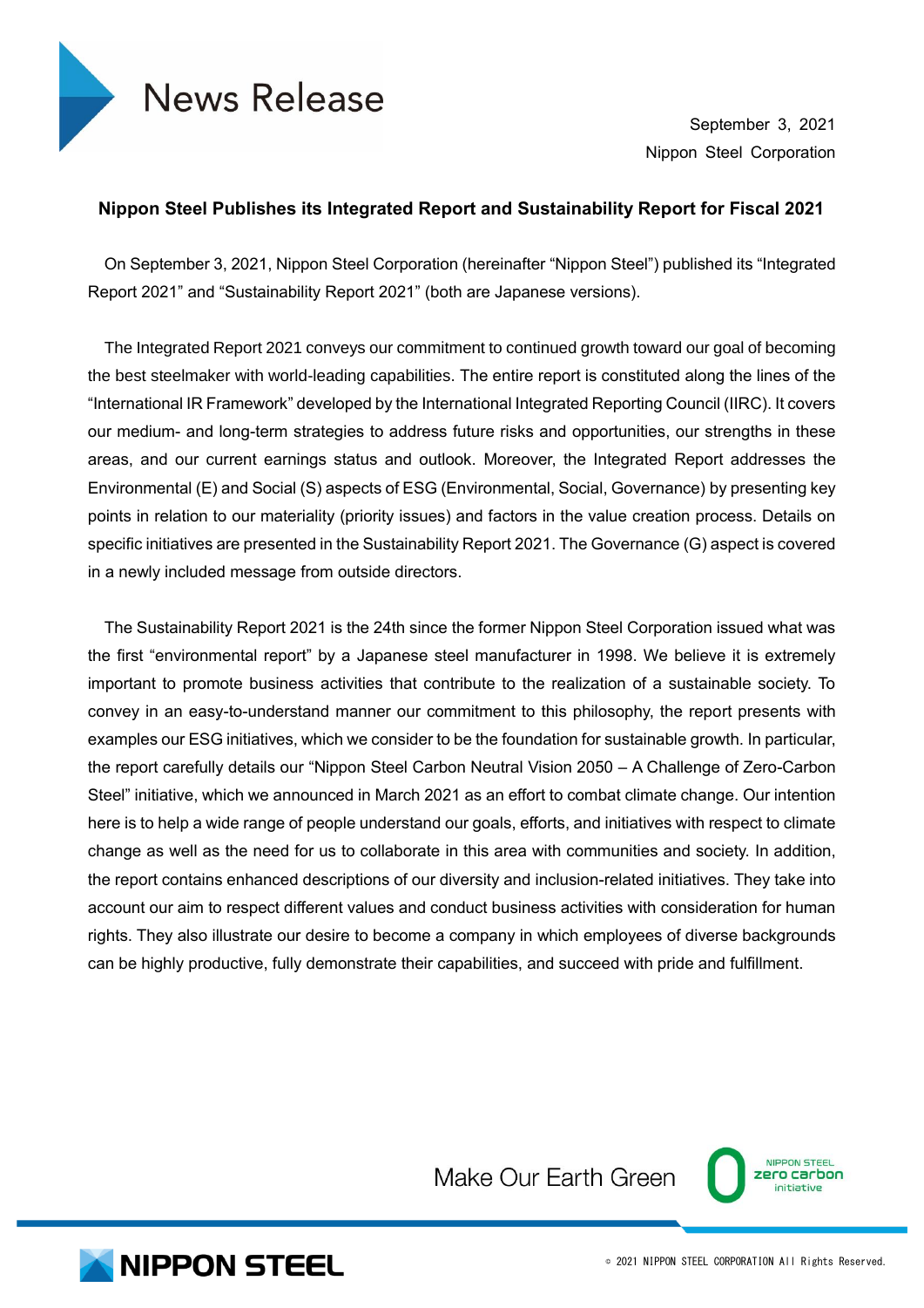# News Release

September 3, 2021
Nippon Steel Corporation

## Nippon Steel Publishes its Integrated Report and Sustainability Report for Fiscal 2021

On September 3, 2021, Nippon Steel Corporation (hereinafter "Nippon Steel") published its "Integrated Report 2021" and "Sustainability Report 2021" (both are Japanese versions).

The Integrated Report 2021 conveys our commitment to continued growth toward our goal of becoming the best steelmaker with world-leading capabilities. The entire report is constituted along the lines of the "International IR Framework" developed by the International Integrated Reporting Council (IIRC). It covers our medium- and long-term strategies to address future risks and opportunities, our strengths in these areas, and our current earnings status and outlook. Moreover, the Integrated Report addresses the Environmental (E) and Social (S) aspects of ESG (Environmental, Social, Governance) by presenting key points in relation to our materiality (priority issues) and factors in the value creation process. Details on specific initiatives are presented in the Sustainability Report 2021. The Governance (G) aspect is covered in a newly included message from outside directors.

The Sustainability Report 2021 is the 24th since the former Nippon Steel Corporation issued what was the first "environmental report" by a Japanese steel manufacturer in 1998. We believe it is extremely important to promote business activities that contribute to the realization of a sustainable society. To convey in an easy-to-understand manner our commitment to this philosophy, the report presents with examples our ESG initiatives, which we consider to be the foundation for sustainable growth. In particular, the report carefully details our "Nippon Steel Carbon Neutral Vision 2050 – A Challenge of Zero-Carbon Steel" initiative, which we announced in March 2021 as an effort to combat climate change. Our intention here is to help a wide range of people understand our goals, efforts, and initiatives with respect to climate change as well as the need for us to collaborate in this area with communities and society. In addition, the report contains enhanced descriptions of our diversity and inclusion-related initiatives. They take into account our aim to respect different values and conduct business activities with consideration for human rights. They also illustrate our desire to become a company in which employees of diverse backgrounds can be highly productive, fully demonstrate their capabilities, and succeed with pride and fulfillment.

Make Our Earth Green

NIPPON STEEL zero carbon initiative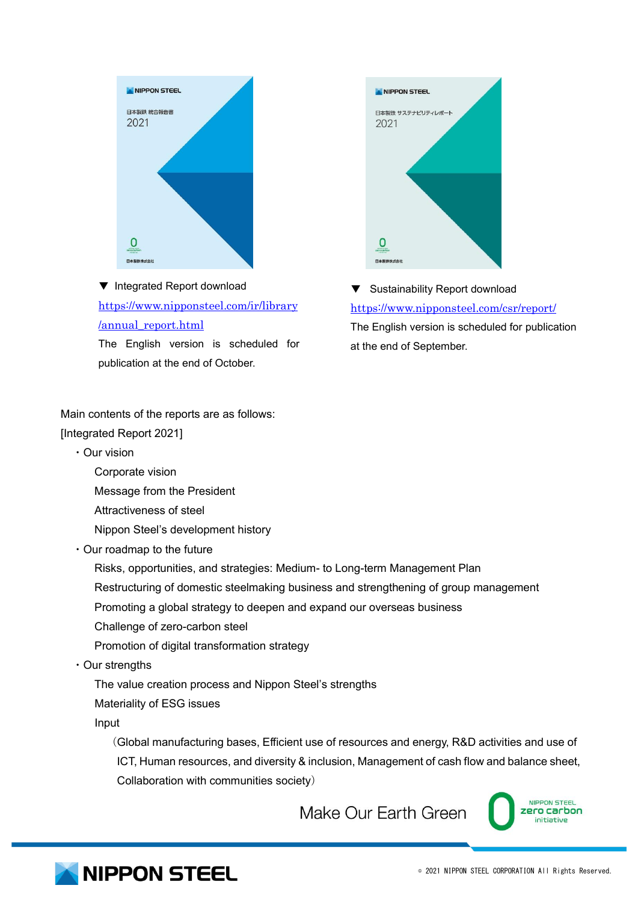▼ Integrated Report download

https://www.nipponsteel.com/ir/library/annual_report.html

The English version is scheduled for publication at the end of October.

▼ Sustainability Report download

https://www.nipponsteel.com/csr/report/

The English version is scheduled for publication at the end of September.

Main contents of the reports are as follows:

[Integrated Report 2021]

- Our vision
  - Corporate vision
  - Message from the President
  - Attractiveness of steel
  - Nippon Steel's development history
- Our roadmap to the future
  - Risks, opportunities, and strategies: Medium- to Long-term Management Plan
  - Restructuring of domestic steelmaking business and strengthening of group management
  - Promoting a global strategy to deepen and expand our overseas business
  - Challenge of zero-carbon steel
  - Promotion of digital transformation strategy
- Our strengths
  - The value creation process and Nippon Steel's strengths
  - Materiality of ESG issues
  - Input
    - （Global manufacturing bases, Efficient use of resources and energy, R&D activities and use of ICT, Human resources, and diversity & inclusion, Management of cash flow and balance sheet, Collaboration with communities society）

Make Our Earth Green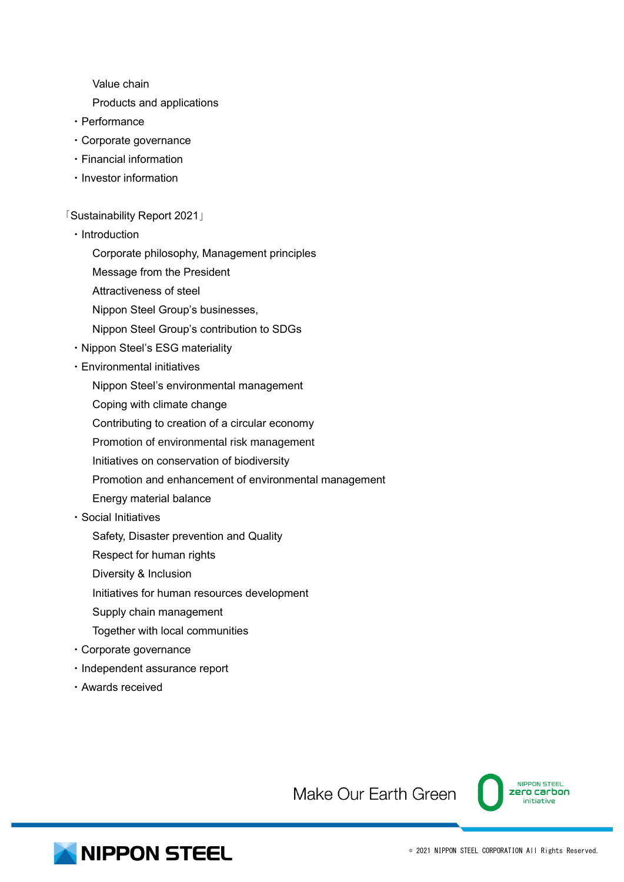- Value chain
  - Products and applications
- Performance
- Corporate governance
- Financial information
- Investor information

「Sustainability Report 2021」

- Introduction
  - Corporate philosophy, Management principles
  - Message from the President
  - Attractiveness of steel
  - Nippon Steel Group's businesses,
  - Nippon Steel Group's contribution to SDGs
- Nippon Steel's ESG materiality
- Environmental initiatives
  - Nippon Steel's environmental management
  - Coping with climate change
  - Contributing to creation of a circular economy
  - Promotion of environmental risk management
  - Initiatives on conservation of biodiversity
  - Promotion and enhancement of environmental management
  - Energy material balance
- Social Initiatives
  - Safety, Disaster prevention and Quality
  - Respect for human rights
  - Diversity & Inclusion
  - Initiatives for human resources development
  - Supply chain management
  - Together with local communities
- Corporate governance
- Independent assurance report
- Awards received

Make Our Earth Green

NIPPON STEEL zero carbon initiative

NIPPON STEEL

© 2021 NIPPON STEEL CORPORATION All Rights Reserved.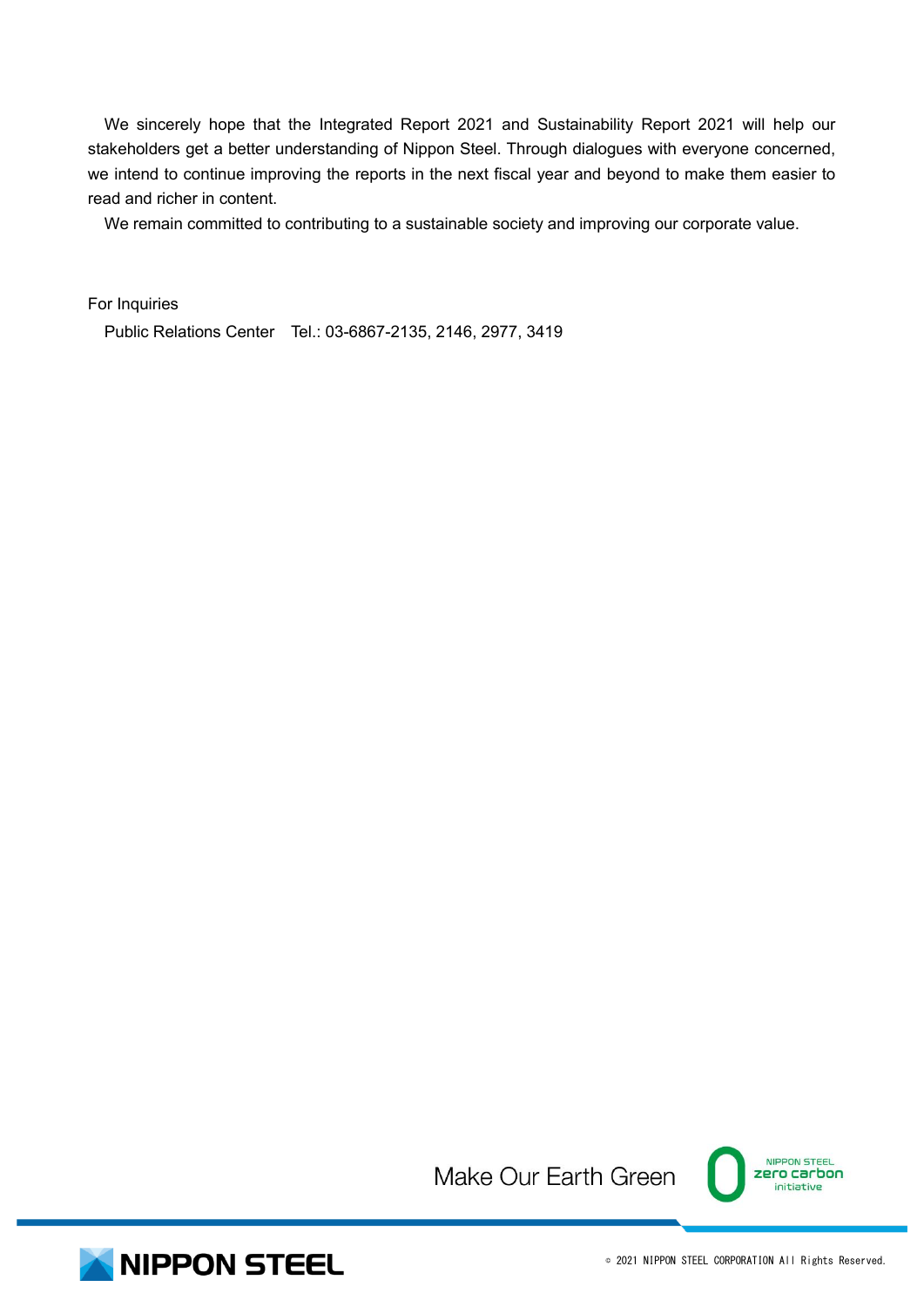We sincerely hope that the Integrated Report 2021 and Sustainability Report 2021 will help our stakeholders get a better understanding of Nippon Steel. Through dialogues with everyone concerned, we intend to continue improving the reports in the next fiscal year and beyond to make them easier to read and richer in content.

We remain committed to contributing to a sustainable society and improving our corporate value.

For Inquiries

Public Relations Center　Tel.: 03-6867-2135, 2146, 2977, 3419

Make Our Earth Green

NIPPON STEEL zero carbon initiative

NIPPON STEEL

© 2021 NIPPON STEEL CORPORATION All Rights Reserved.